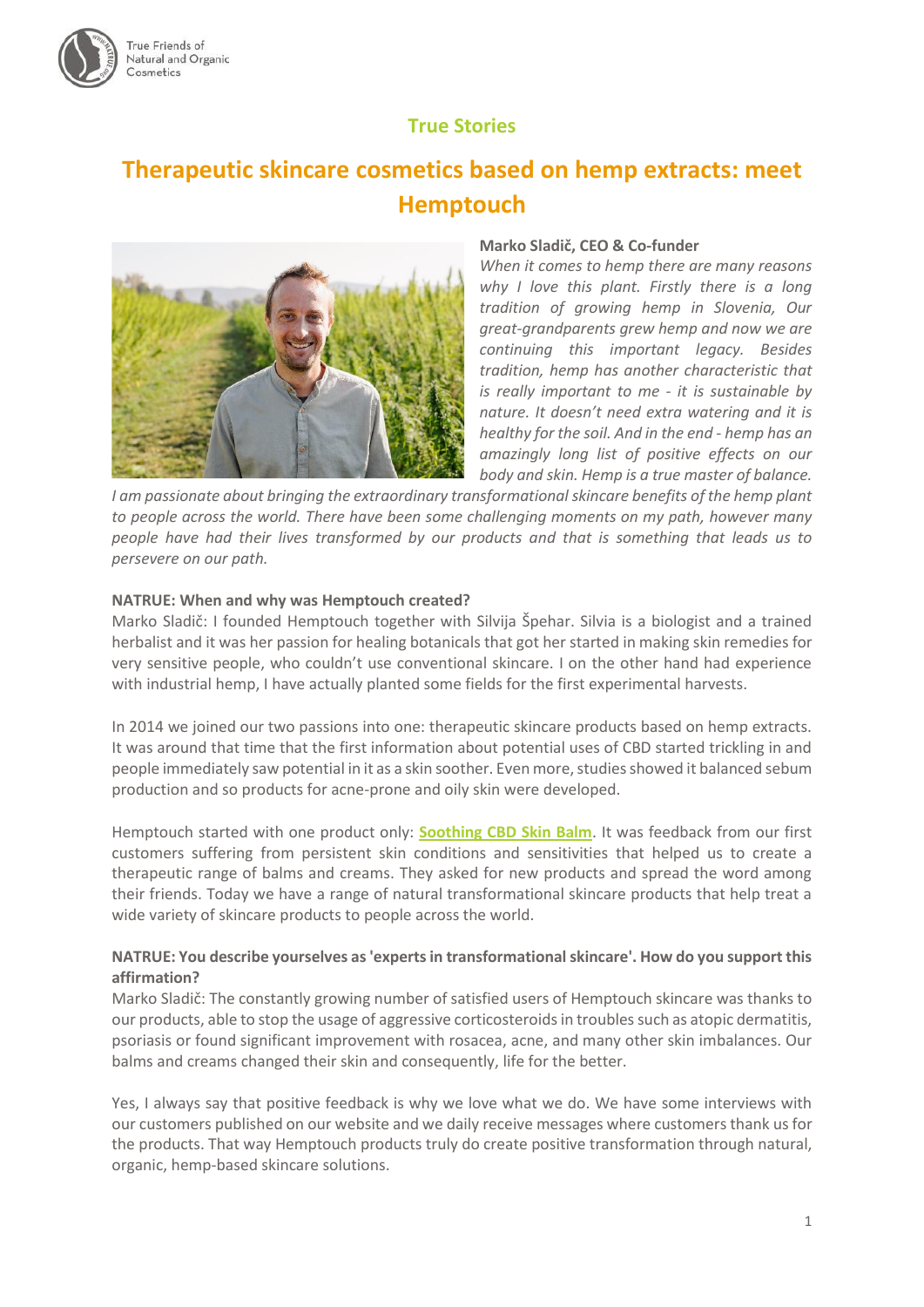True Friends of Natural and Organic Cosmetics

## True Stories

# Therapeutic skincare cosmetics based on hemp extracts: meet Hemptouch

**Marko Sladič, CEO & Co-funder**

*When it comes to hemp there are many reasons why I love this plant. Firstly there is a long tradition of growing hemp in Slovenia, Our great-grandparents grew hemp and now we are continuing this important legacy. Besides tradition, hemp has another characteristic that is really important to me - it is sustainable by nature. It doesn't need extra watering and it is healthy for the soil. And in the end - hemp has an amazingly long list of positive effects on our body and skin. Hemp is a true master of balance. I am passionate about bringing the extraordinary transformational skincare benefits of the hemp plant to people across the world. There have been some challenging moments on my path, however many people have had their lives transformed by our products and that is something that leads us to persevere on our path.*

**NATRUE: When and why was Hemptouch created?**

Marko Sladič: I founded Hemptouch together with Silvija Špehar. Silvia is a biologist and a trained herbalist and it was her passion for healing botanicals that got her started in making skin remedies for very sensitive people, who couldn't use conventional skincare. I on the other hand had experience with industrial hemp, I have actually planted some fields for the first experimental harvests.

In 2014 we joined our two passions into one: therapeutic skincare products based on hemp extracts. It was around that time that the first information about potential uses of CBD started trickling in and people immediately saw potential in it as a skin soother. Even more, studies showed it balanced sebum production and so products for acne-prone and oily skin were developed.

Hemptouch started with one product only: **Soothing CBD Skin Balm**. It was feedback from our first customers suffering from persistent skin conditions and sensitivities that helped us to create a therapeutic range of balms and creams. They asked for new products and spread the word among their friends. Today we have a range of natural transformational skincare products that help treat a wide variety of skincare products to people across the world.

**NATRUE: You describe yourselves as 'experts in transformational skincare'. How do you support this affirmation?**

Marko Sladič: The constantly growing number of satisfied users of Hemptouch skincare was thanks to our products, able to stop the usage of aggressive corticosteroids in troubles such as atopic dermatitis, psoriasis or found significant improvement with rosacea, acne, and many other skin imbalances. Our balms and creams changed their skin and consequently, life for the better.

Yes, I always say that positive feedback is why we love what we do. We have some interviews with our customers published on our website and we daily receive messages where customers thank us for the products. That way Hemptouch products truly do create positive transformation through natural, organic, hemp-based skincare solutions.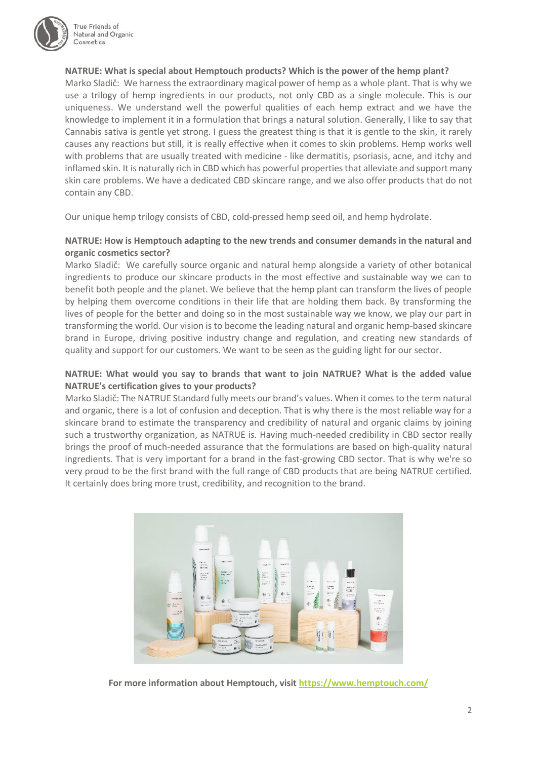**NATRUE: What is special about Hemptouch products? Which is the power of the hemp plant?**
Marko Sladič: We harness the extraordinary magical power of hemp as a whole plant. That is why we use a trilogy of hemp ingredients in our products, not only CBD as a single molecule. This is our uniqueness. We understand well the powerful qualities of each hemp extract and we have the knowledge to implement it in a formulation that brings a natural solution. Generally, I like to say that Cannabis sativa is gentle yet strong. I guess the greatest thing is that it is gentle to the skin, it rarely causes any reactions but still, it is really effective when it comes to skin problems. Hemp works well with problems that are usually treated with medicine - like dermatitis, psoriasis, acne, and itchy and inflamed skin. It is naturally rich in CBD which has powerful properties that alleviate and support many skin care problems. We have a dedicated CBD skincare range, and we also offer products that do not contain any CBD.

Our unique hemp trilogy consists of CBD, cold-pressed hemp seed oil, and hemp hydrolate.

**NATRUE: How is Hemptouch adapting to the new trends and consumer demands in the natural and organic cosmetics sector?**
Marko Sladič: We carefully source organic and natural hemp alongside a variety of other botanical ingredients to produce our skincare products in the most effective and sustainable way we can to benefit both people and the planet. We believe that the hemp plant can transform the lives of people by helping them overcome conditions in their life that are holding them back. By transforming the lives of people for the better and doing so in the most sustainable way we know, we play our part in transforming the world. Our vision is to become the leading natural and organic hemp-based skincare brand in Europe, driving positive industry change and regulation, and creating new standards of quality and support for our customers. We want to be seen as the guiding light for our sector.

**NATRUE: What would you say to brands that want to join NATRUE? What is the added value NATRUE's certification gives to your products?**
Marko Sladič: The NATRUE Standard fully meets our brand's values. When it comes to the term natural and organic, there is a lot of confusion and deception. That is why there is the most reliable way for a skincare brand to estimate the transparency and credibility of natural and organic claims by joining such a trustworthy organization, as NATRUE is. Having much-needed credibility in CBD sector really brings the proof of much-needed assurance that the formulations are based on high-quality natural ingredients. That is very important for a brand in the fast-growing CBD sector. That is why we're so very proud to be the first brand with the full range of CBD products that are being NATRUE certified. It certainly does bring more trust, credibility, and recognition to the brand.

**For more information about Hemptouch, visit https://www.hemptouch.com/**